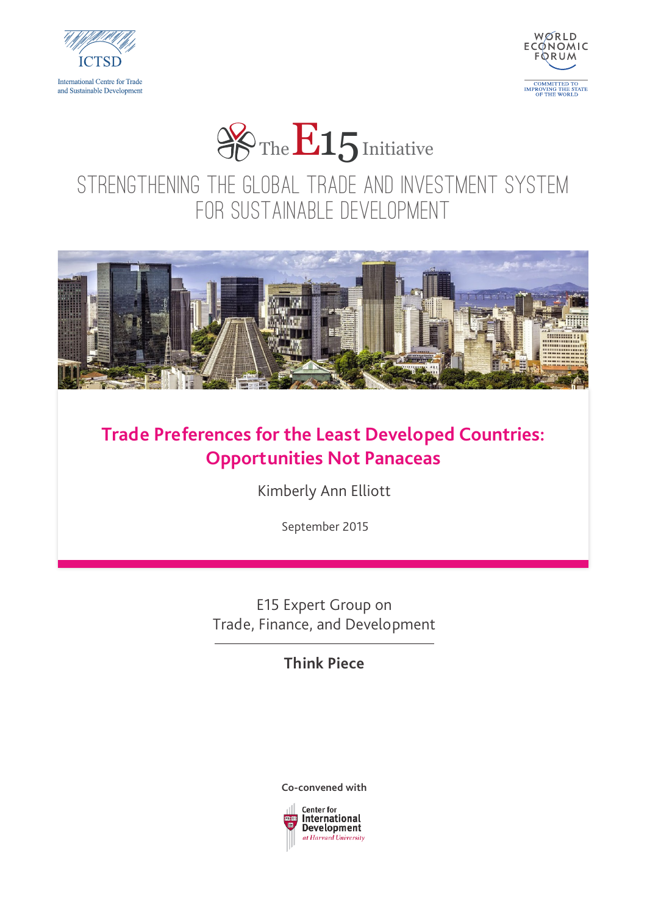ICTSD

International Centre for Trade and Sustainable Development

WORLD ECONOMIC FORUM

COMMITTED TO IMPROVING THE STATE OF THE WORLD

The E15 Initiative

STRENGTHENING THE GLOBAL TRADE AND INVESTMENT SYSTEM FOR SUSTAINABLE DEVELOPMENT

# Trade Preferences for the Least Developed Countries: Opportunities Not Panaceas

Kimberly Ann Elliott

September 2015

E15 Expert Group on Trade, Finance, and Development

**Think Piece**

Co-convened with

Center for International Development at Harvard University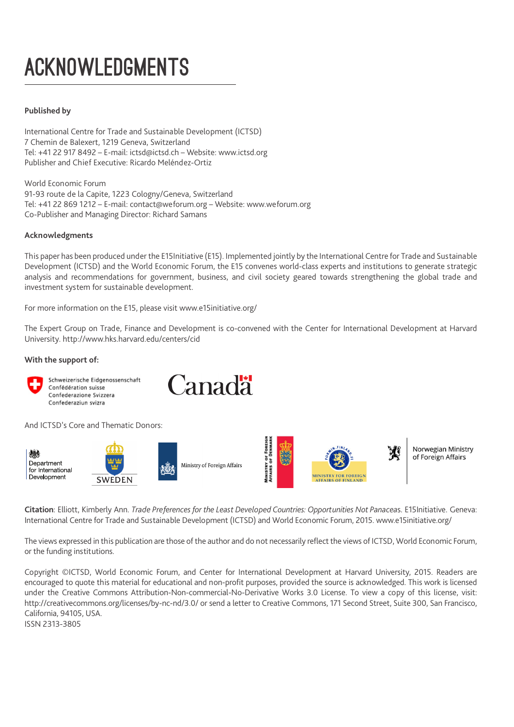# ACKNOWLEDGMENTS

**Published by**

International Centre for Trade and Sustainable Development (ICTSD)
7 Chemin de Balexert, 1219 Geneva, Switzerland
Tel: +41 22 917 8492 – E-mail: ictsd@ictsd.ch – Website: www.ictsd.org
Publisher and Chief Executive: Ricardo Meléndez-Ortiz

World Economic Forum
91-93 route de la Capite, 1223 Cologny/Geneva, Switzerland
Tel: +41 22 869 1212 – E-mail: contact@weforum.org – Website: www.weforum.org
Co-Publisher and Managing Director: Richard Samans

**Acknowledgments**

This paper has been produced under the E15Initiative (E15). Implemented jointly by the International Centre for Trade and Sustainable Development (ICTSD) and the World Economic Forum, the E15 convenes world-class experts and institutions to generate strategic analysis and recommendations for government, business, and civil society geared towards strengthening the global trade and investment system for sustainable development.

For more information on the E15, please visit www.e15initiative.org/

The Expert Group on Trade, Finance and Development is co-convened with the Center for International Development at Harvard University. http://www.hks.harvard.edu/centers/cid

**With the support of:**

Schweizerische Eidgenossenschaft
Confédération suisse
Confederazione Svizzera
Confederaziun svizra

Canada

And ICTSD's Core and Thematic Donors:

Department for International Development

SWEDEN

Ministry of Foreign Affairs

Ministry of Foreign Affairs of Denmark

Ministry for Foreign Affairs of Finland

Norwegian Ministry of Foreign Affairs

**Citation**: Elliott, Kimberly Ann. *Trade Preferences for the Least Developed Countries: Opportunities Not Panacea*s. E15Initiative. Geneva: International Centre for Trade and Sustainable Development (ICTSD) and World Economic Forum, 2015. www.e15initiative.org/

The views expressed in this publication are those of the author and do not necessarily reflect the views of ICTSD, World Economic Forum, or the funding institutions.

Copyright ©ICTSD, World Economic Forum, and Center for International Development at Harvard University, 2015. Readers are encouraged to quote this material for educational and non-profit purposes, provided the source is acknowledged. This work is licensed under the Creative Commons Attribution-Non-commercial-No-Derivative Works 3.0 License. To view a copy of this license, visit: http://creativecommons.org/licenses/by-nc-nd/3.0/ or send a letter to Creative Commons, 171 Second Street, Suite 300, San Francisco, California, 94105, USA.
ISSN 2313-3805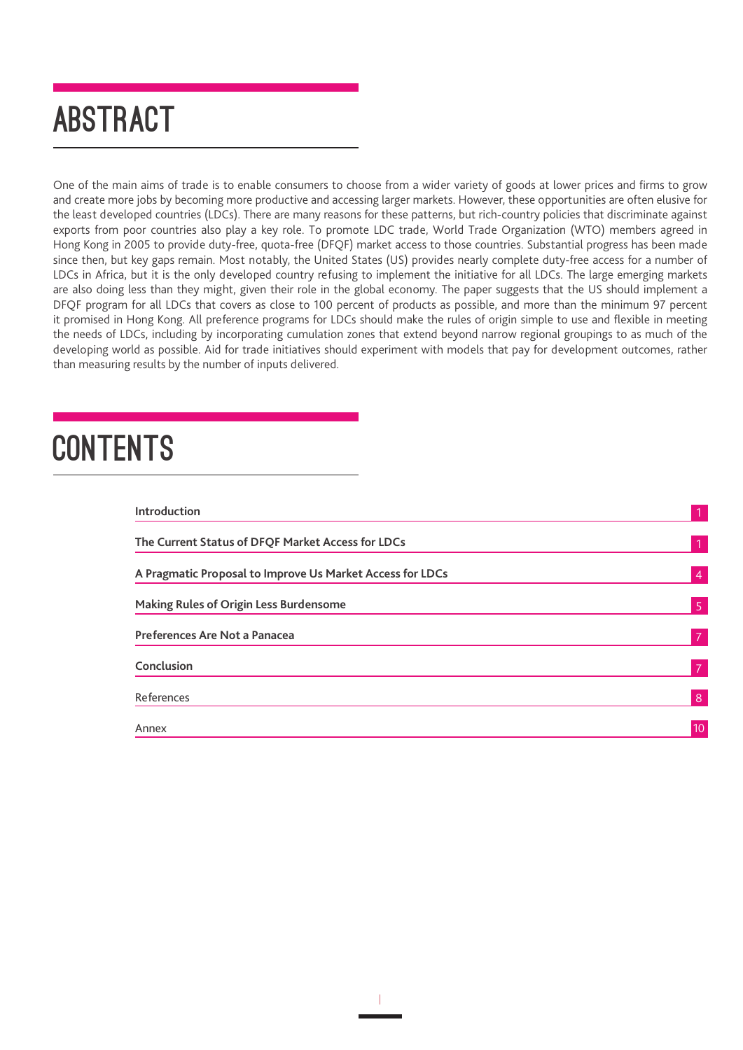# ABSTRACT

One of the main aims of trade is to enable consumers to choose from a wider variety of goods at lower prices and firms to grow and create more jobs by becoming more productive and accessing larger markets. However, these opportunities are often elusive for the least developed countries (LDCs). There are many reasons for these patterns, but rich-country policies that discriminate against exports from poor countries also play a key role. To promote LDC trade, World Trade Organization (WTO) members agreed in Hong Kong in 2005 to provide duty-free, quota-free (DFQF) market access to those countries. Substantial progress has been made since then, but key gaps remain. Most notably, the United States (US) provides nearly complete duty-free access for a number of LDCs in Africa, but it is the only developed country refusing to implement the initiative for all LDCs. The large emerging markets are also doing less than they might, given their role in the global economy. The paper suggests that the US should implement a DFQF program for all LDCs that covers as close to 100 percent of products as possible, and more than the minimum 97 percent it promised in Hong Kong. All preference programs for LDCs should make the rules of origin simple to use and flexible in meeting the needs of LDCs, including by incorporating cumulation zones that extend beyond narrow regional groupings to as much of the developing world as possible. Aid for trade initiatives should experiment with models that pay for development outcomes, rather than measuring results by the number of inputs delivered.

# CONTENTS

| Section | Page |
| --- | --- |
| **Introduction** | 1 |
| **The Current Status of DFQF Market Access for LDCs** | 1 |
| **A Pragmatic Proposal to Improve Us Market Access for LDCs** | 4 |
| **Making Rules of Origin Less Burdensome** | 5 |
| **Preferences Are Not a Panacea** | 7 |
| **Conclusion** | 7 |
| References | 8 |
| Annex | 10 |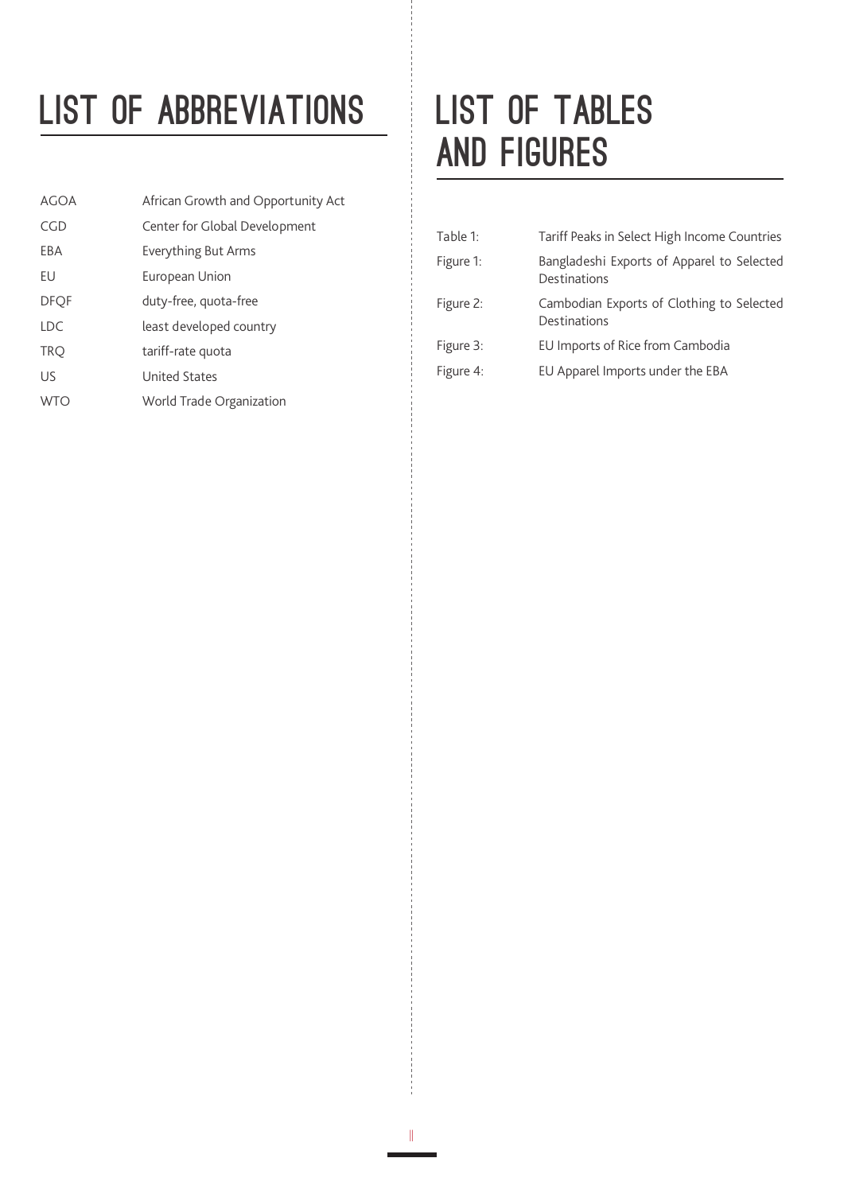# LIST OF ABBREVIATIONS

| | |
|---|---|
| AGOA | African Growth and Opportunity Act |
| CGD | Center for Global Development |
| EBA | Everything But Arms |
| EU | European Union |
| DFQF | duty-free, quota-free |
| LDC | least developed country |
| TRQ | tariff-rate quota |
| US | United States |
| WTO | World Trade Organization |

# LIST OF TABLES AND FIGURES

| | |
|---|---|
| Table 1: | Tariff Peaks in Select High Income Countries |
| Figure 1: | Bangladeshi Exports of Apparel to Selected Destinations |
| Figure 2: | Cambodian Exports of Clothing to Selected Destinations |
| Figure 3: | EU Imports of Rice from Cambodia |
| Figure 4: | EU Apparel Imports under the EBA |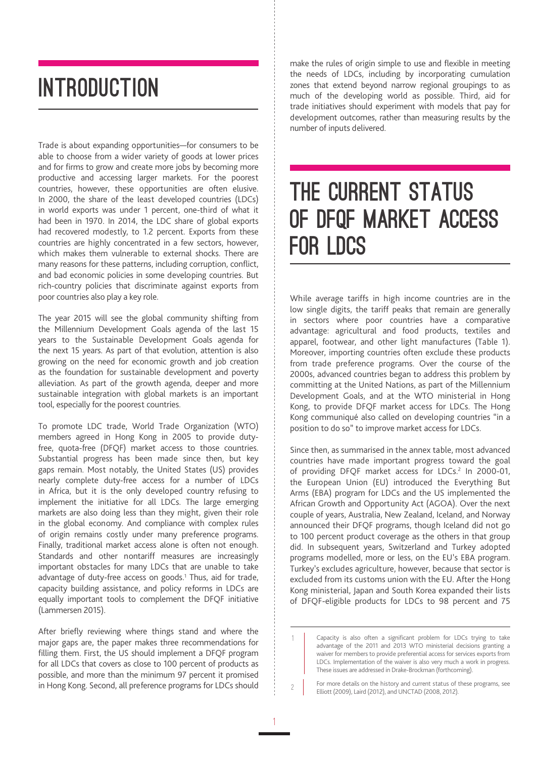# INTRODUCTION

Trade is about expanding opportunities—for consumers to be able to choose from a wider variety of goods at lower prices and for firms to grow and create more jobs by becoming more productive and accessing larger markets. For the poorest countries, however, these opportunities are often elusive. In 2000, the share of the least developed countries (LDCs) in world exports was under 1 percent, one-third of what it had been in 1970. In 2014, the LDC share of global exports had recovered modestly, to 1.2 percent. Exports from these countries are highly concentrated in a few sectors, however, which makes them vulnerable to external shocks. There are many reasons for these patterns, including corruption, conflict, and bad economic policies in some developing countries. But rich-country policies that discriminate against exports from poor countries also play a key role.

The year 2015 will see the global community shifting from the Millennium Development Goals agenda of the last 15 years to the Sustainable Development Goals agenda for the next 15 years. As part of that evolution, attention is also growing on the need for economic growth and job creation as the foundation for sustainable development and poverty alleviation. As part of the growth agenda, deeper and more sustainable integration with global markets is an important tool, especially for the poorest countries.

To promote LDC trade, World Trade Organization (WTO) members agreed in Hong Kong in 2005 to provide duty-free, quota-free (DFQF) market access to those countries. Substantial progress has been made since then, but key gaps remain. Most notably, the United States (US) provides nearly complete duty-free access for a number of LDCs in Africa, but it is the only developed country refusing to implement the initiative for all LDCs. The large emerging markets are also doing less than they might, given their role in the global economy. And compliance with complex rules of origin remains costly under many preference programs. Finally, traditional market access alone is often not enough. Standards and other nontariff measures are increasingly important obstacles for many LDCs that are unable to take advantage of duty-free access on goods.[1] Thus, aid for trade, capacity building assistance, and policy reforms in LDCs are equally important tools to complement the DFQF initiative (Lammersen 2015).

After briefly reviewing where things stand and where the major gaps are, the paper makes three recommendations for filling them. First, the US should implement a DFQF program for all LDCs that covers as close to 100 percent of products as possible, and more than the minimum 97 percent it promised in Hong Kong. Second, all preference programs for LDCs should make the rules of origin simple to use and flexible in meeting the needs of LDCs, including by incorporating cumulation zones that extend beyond narrow regional groupings to as much of the developing world as possible. Third, aid for trade initiatives should experiment with models that pay for development outcomes, rather than measuring results by the number of inputs delivered.

# THE CURRENT STATUS OF DFQF MARKET ACCESS FOR LDCS

While average tariffs in high income countries are in the low single digits, the tariff peaks that remain are generally in sectors where poor countries have a comparative advantage: agricultural and food products, textiles and apparel, footwear, and other light manufactures (Table 1). Moreover, importing countries often exclude these products from trade preference programs. Over the course of the 2000s, advanced countries began to address this problem by committing at the United Nations, as part of the Millennium Development Goals, and at the WTO ministerial in Hong Kong, to provide DFQF market access for LDCs. The Hong Kong communiqué also called on developing countries "in a position to do so" to improve market access for LDCs.

Since then, as summarised in the annex table, most advanced countries have made important progress toward the goal of providing DFQF market access for LDCs.[2] In 2000-01, the European Union (EU) introduced the Everything But Arms (EBA) program for LDCs and the US implemented the African Growth and Opportunity Act (AGOA). Over the next couple of years, Australia, New Zealand, Iceland, and Norway announced their DFQF programs, though Iceland did not go to 100 percent product coverage as the others in that group did. In subsequent years, Switzerland and Turkey adopted programs modelled, more or less, on the EU's EBA program. Turkey's excludes agriculture, however, because that sector is excluded from its customs union with the EU. After the Hong Kong ministerial, Japan and South Korea expanded their lists of DFQF-eligible products for LDCs to 98 percent and 75

---

1. Capacity is also often a significant problem for LDCs trying to take advantage of the 2011 and 2013 WTO ministerial decisions granting a waiver for members to provide preferential access for services exports from LDCs. Implementation of the waiver is also very much a work in progress. These issues are addressed in Drake-Brockman (forthcoming).

2. For more details on the history and current status of these programs, see Elliott (2009), Laird (2012), and UNCTAD (2008, 2012).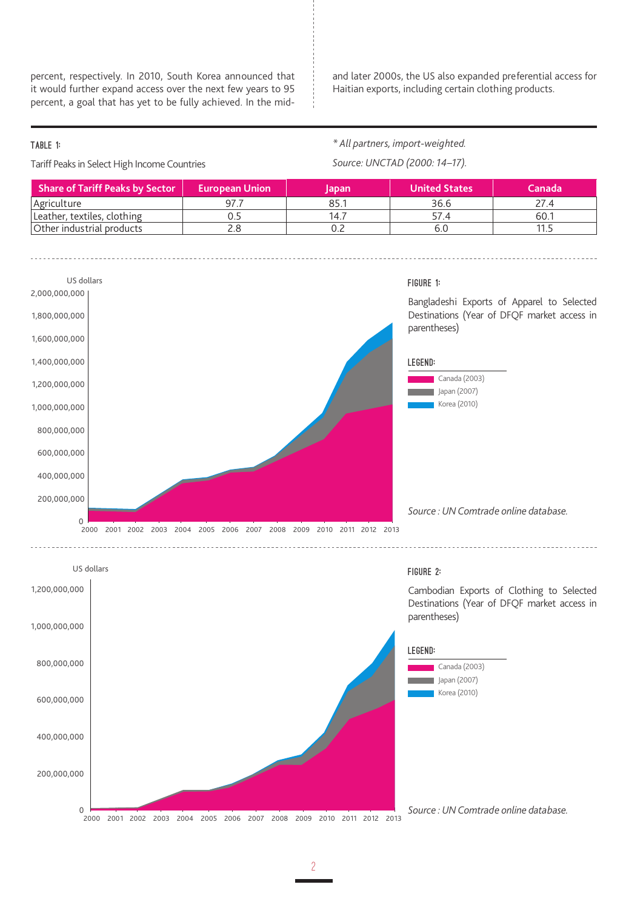percent, respectively. In 2010, South Korea announced that it would further expand access over the next few years to 95 percent, a goal that has yet to be fully achieved. In the mid- and later 2000s, the US also expanded preferential access for Haitian exports, including certain clothing products.

**TABLE 1:**

Tariff Peaks in Select High Income Countries

| Share of Tariff Peaks by Sector | European Union | Japan | United States | Canada |
|---|---|---|---|---|
| Agriculture | 97.7 | 85.1 | 36.6 | 27.4 |
| Leather, textiles, clothing | 0.5 | 14.7 | 57.4 | 60.1 |
| Other industrial products | 2.8 | 0.2 | 6.0 | 11.5 |

*\* All partners, import-weighted.*

*Source: UNCTAD (2000: 14–17).*

**FIGURE 1:**

Bangladeshi Exports of Apparel to Selected Destinations (Year of DFQF market access in parentheses)

LEGEND: Canada (2003), Japan (2007), Korea (2010)

*Source : UN Comtrade online database.*

**FIGURE 2:**

Cambodian Exports of Clothing to Selected Destinations (Year of DFQF market access in parentheses)

LEGEND: Canada (2003), Japan (2007), Korea (2010)

*Source : UN Comtrade online database.*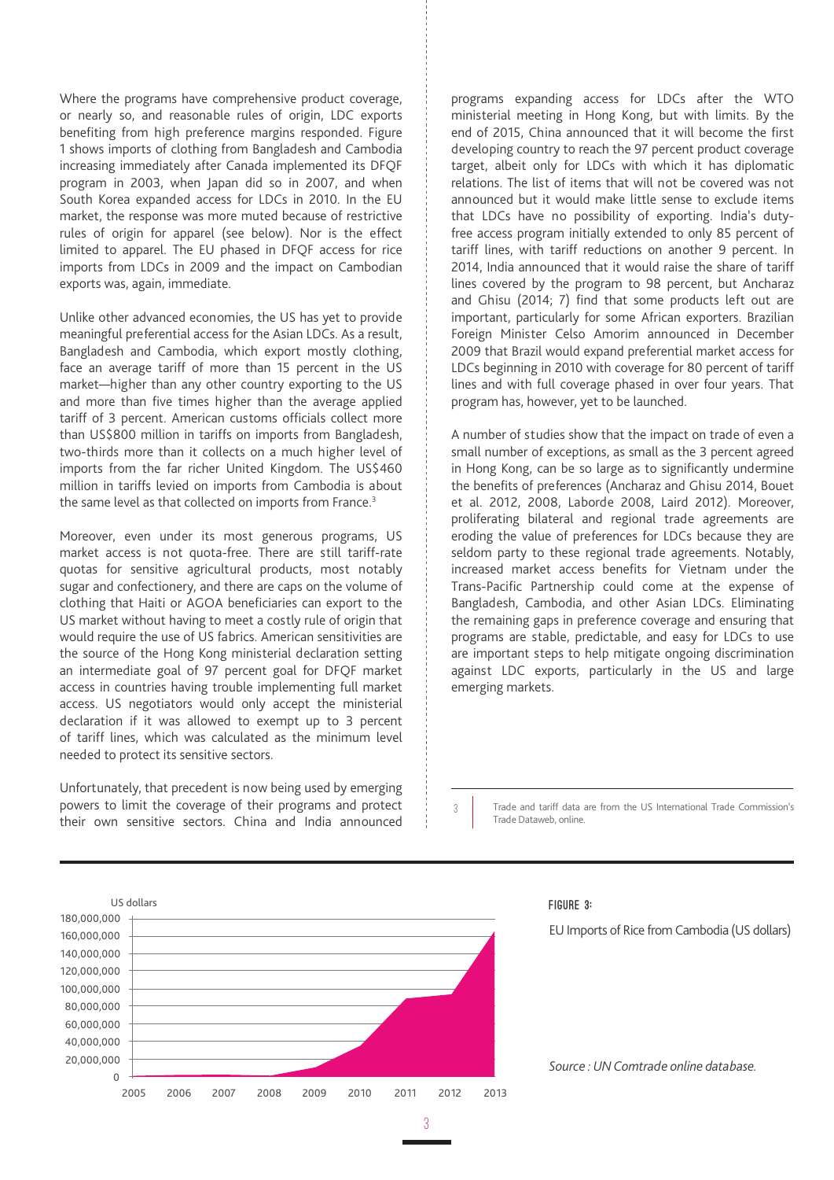Where the programs have comprehensive product coverage, or nearly so, and reasonable rules of origin, LDC exports benefiting from high preference margins responded. Figure 1 shows imports of clothing from Bangladesh and Cambodia increasing immediately after Canada implemented its DFQF program in 2003, when Japan did so in 2007, and when South Korea expanded access for LDCs in 2010. In the EU market, the response was more muted because of restrictive rules of origin for apparel (see below). Nor is the effect limited to apparel. The EU phased in DFQF access for rice imports from LDCs in 2009 and the impact on Cambodian exports was, again, immediate.

Unlike other advanced economies, the US has yet to provide meaningful preferential access for the Asian LDCs. As a result, Bangladesh and Cambodia, which export mostly clothing, face an average tariff of more than 15 percent in the US market—higher than any other country exporting to the US and more than five times higher than the average applied tariff of 3 percent. American customs officials collect more than US$800 million in tariffs on imports from Bangladesh, two-thirds more than it collects on a much higher level of imports from the far richer United Kingdom. The US$460 million in tariffs levied on imports from Cambodia is about the same level as that collected on imports from France.[3]

Moreover, even under its most generous programs, US market access is not quota-free. There are still tariff-rate quotas for sensitive agricultural products, most notably sugar and confectionery, and there are caps on the volume of clothing that Haiti or AGOA beneficiaries can export to the US market without having to meet a costly rule of origin that would require the use of US fabrics. American sensitivities are the source of the Hong Kong ministerial declaration setting an intermediate goal of 97 percent goal for DFQF market access in countries having trouble implementing full market access. US negotiators would only accept the ministerial declaration if it was allowed to exempt up to 3 percent of tariff lines, which was calculated as the minimum level needed to protect its sensitive sectors.

Unfortunately, that precedent is now being used by emerging powers to limit the coverage of their programs and protect their own sensitive sectors. China and India announced programs expanding access for LDCs after the WTO ministerial meeting in Hong Kong, but with limits. By the end of 2015, China announced that it will become the first developing country to reach the 97 percent product coverage target, albeit only for LDCs with which it has diplomatic relations. The list of items that will not be covered was not announced but it would make little sense to exclude items that LDCs have no possibility of exporting. India's duty-free access program initially extended to only 85 percent of tariff lines, with tariff reductions on another 9 percent. In 2014, India announced that it would raise the share of tariff lines covered by the program to 98 percent, but Ancharaz and Ghisu (2014; 7) find that some products left out are important, particularly for some African exporters. Brazilian Foreign Minister Celso Amorim announced in December 2009 that Brazil would expand preferential market access for LDCs beginning in 2010 with coverage for 80 percent of tariff lines and with full coverage phased in over four years. That program has, however, yet to be launched.

A number of studies show that the impact on trade of even a small number of exceptions, as small as the 3 percent agreed in Hong Kong, can be so large as to significantly undermine the benefits of preferences (Ancharaz and Ghisu 2014, Bouet et al. 2012, 2008, Laborde 2008, Laird 2012). Moreover, proliferating bilateral and regional trade agreements are eroding the value of preferences for LDCs because they are seldom party to these regional trade agreements. Notably, increased market access benefits for Vietnam under the Trans-Pacific Partnership could come at the expense of Bangladesh, Cambodia, and other Asian LDCs. Eliminating the remaining gaps in preference coverage and ensuring that programs are stable, predictable, and easy for LDCs to use are important steps to help mitigate ongoing discrimination against LDC exports, particularly in the US and large emerging markets.

[3] Trade and tariff data are from the US International Trade Commission's Trade Dataweb, online.

FIGURE 3:

EU Imports of Rice from Cambodia (US dollars)

*Source : UN Comtrade online database.*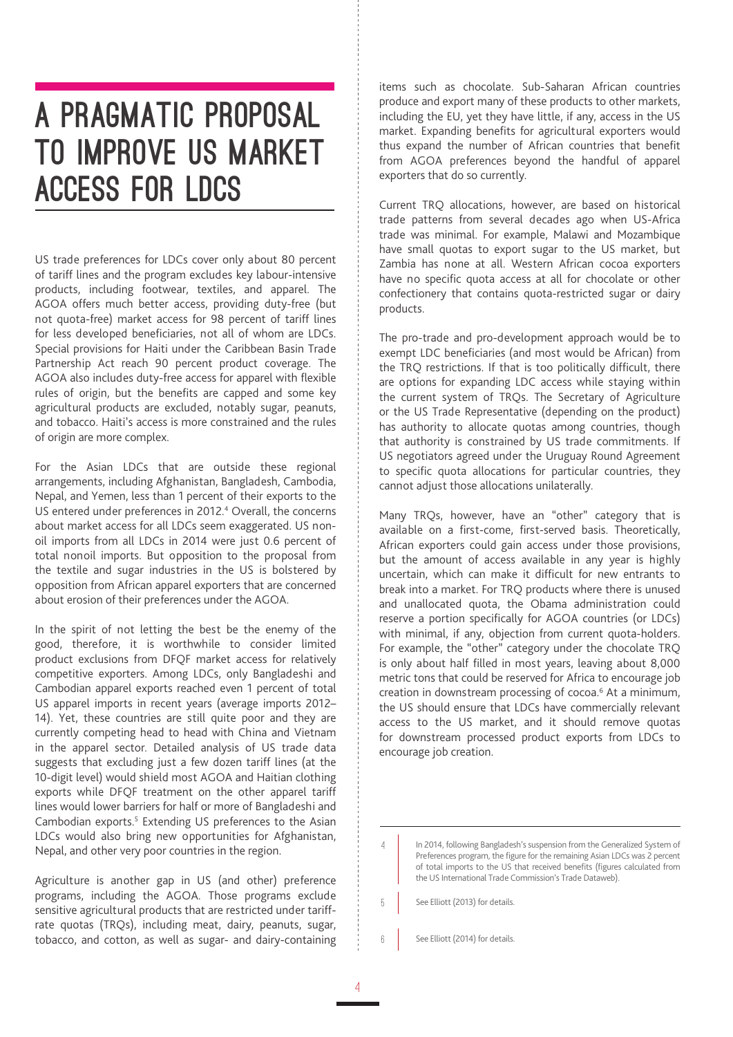# A PRAGMATIC PROPOSAL TO IMPROVE US MARKET ACCESS FOR LDCS

US trade preferences for LDCs cover only about 80 percent of tariff lines and the program excludes key labour-intensive products, including footwear, textiles, and apparel. The AGOA offers much better access, providing duty-free (but not quota-free) market access for 98 percent of tariff lines for less developed beneficiaries, not all of whom are LDCs. Special provisions for Haiti under the Caribbean Basin Trade Partnership Act reach 90 percent product coverage. The AGOA also includes duty-free access for apparel with flexible rules of origin, but the benefits are capped and some key agricultural products are excluded, notably sugar, peanuts, and tobacco. Haiti's access is more constrained and the rules of origin are more complex.

For the Asian LDCs that are outside these regional arrangements, including Afghanistan, Bangladesh, Cambodia, Nepal, and Yemen, less than 1 percent of their exports to the US entered under preferences in 2012.[4] Overall, the concerns about market access for all LDCs seem exaggerated. US non-oil imports from all LDCs in 2014 were just 0.6 percent of total nonoil imports. But opposition to the proposal from the textile and sugar industries in the US is bolstered by opposition from African apparel exporters that are concerned about erosion of their preferences under the AGOA.

In the spirit of not letting the best be the enemy of the good, therefore, it is worthwhile to consider limited product exclusions from DFQF market access for relatively competitive exporters. Among LDCs, only Bangladeshi and Cambodian apparel exports reached even 1 percent of total US apparel imports in recent years (average imports 2012–14). Yet, these countries are still quite poor and they are currently competing head to head with China and Vietnam in the apparel sector. Detailed analysis of US trade data suggests that excluding just a few dozen tariff lines (at the 10-digit level) would shield most AGOA and Haitian clothing exports while DFQF treatment on the other apparel tariff lines would lower barriers for half or more of Bangladeshi and Cambodian exports.[5] Extending US preferences to the Asian LDCs would also bring new opportunities for Afghanistan, Nepal, and other very poor countries in the region.

Agriculture is another gap in US (and other) preference programs, including the AGOA. Those programs exclude sensitive agricultural products that are restricted under tariff-rate quotas (TRQs), including meat, dairy, peanuts, sugar, tobacco, and cotton, as well as sugar- and dairy-containing items such as chocolate. Sub-Saharan African countries produce and export many of these products to other markets, including the EU, yet they have little, if any, access in the US market. Expanding benefits for agricultural exporters would thus expand the number of African countries that benefit from AGOA preferences beyond the handful of apparel exporters that do so currently.

Current TRQ allocations, however, are based on historical trade patterns from several decades ago when US-Africa trade was minimal. For example, Malawi and Mozambique have small quotas to export sugar to the US market, but Zambia has none at all. Western African cocoa exporters have no specific quota access at all for chocolate or other confectionery that contains quota-restricted sugar or dairy products.

The pro-trade and pro-development approach would be to exempt LDC beneficiaries (and most would be African) from the TRQ restrictions. If that is too politically difficult, there are options for expanding LDC access while staying within the current system of TRQs. The Secretary of Agriculture or the US Trade Representative (depending on the product) has authority to allocate quotas among countries, though that authority is constrained by US trade commitments. If US negotiators agreed under the Uruguay Round Agreement to specific quota allocations for particular countries, they cannot adjust those allocations unilaterally.

Many TRQs, however, have an "other" category that is available on a first-come, first-served basis. Theoretically, African exporters could gain access under those provisions, but the amount of access available in any year is highly uncertain, which can make it difficult for new entrants to break into a market. For TRQ products where there is unused and unallocated quota, the Obama administration could reserve a portion specifically for AGOA countries (or LDCs) with minimal, if any, objection from current quota-holders. For example, the "other" category under the chocolate TRQ is only about half filled in most years, leaving about 8,000 metric tons that could be reserved for Africa to encourage job creation in downstream processing of cocoa.[6] At a minimum, the US should ensure that LDCs have commercially relevant access to the US market, and it should remove quotas for downstream processed product exports from LDCs to encourage job creation.

---

4 In 2014, following Bangladesh's suspension from the Generalized System of Preferences program, the figure for the remaining Asian LDCs was 2 percent of total imports to the US that received benefits (figures calculated from the US International Trade Commission's Trade Dataweb).

5 See Elliott (2013) for details.

6 See Elliott (2014) for details.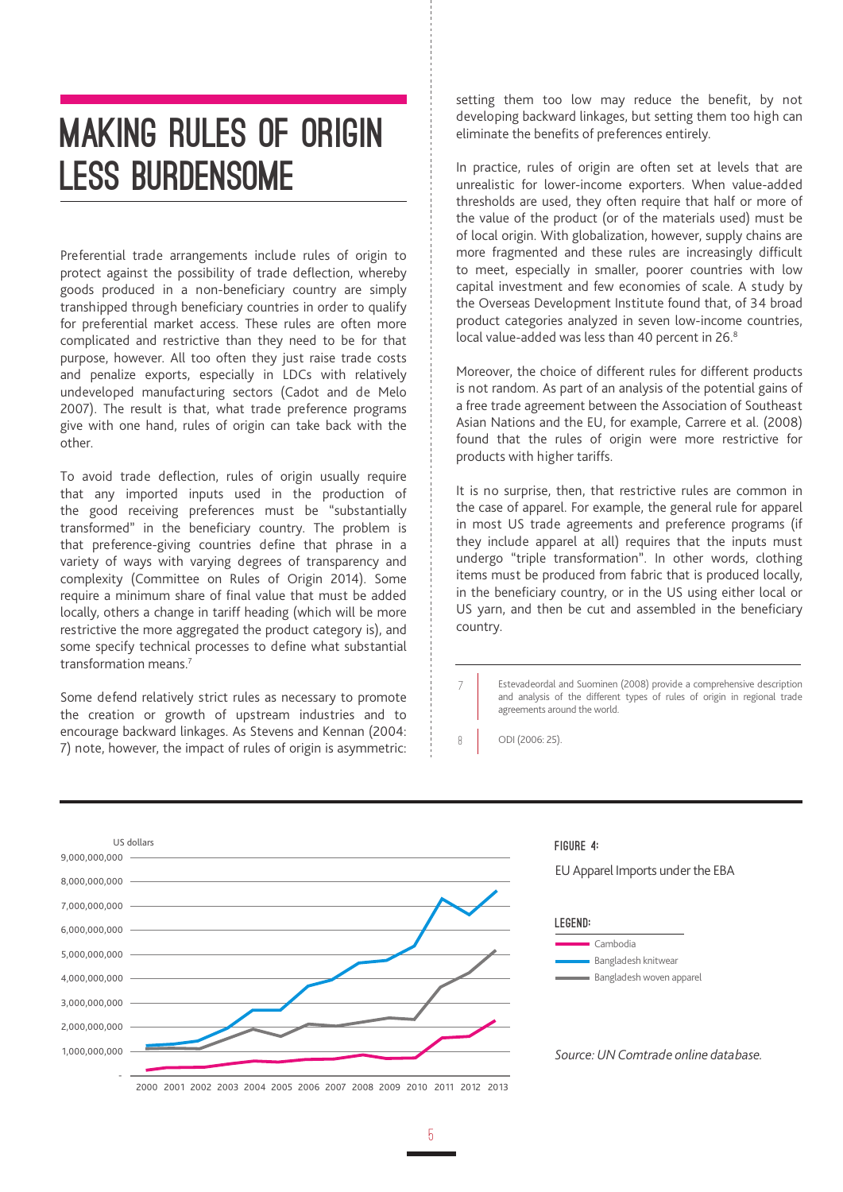# MAKING RULES OF ORIGIN LESS BURDENSOME

Preferential trade arrangements include rules of origin to protect against the possibility of trade deflection, whereby goods produced in a non-beneficiary country are simply transhipped through beneficiary countries in order to qualify for preferential market access. These rules are often more complicated and restrictive than they need to be for that purpose, however. All too often they just raise trade costs and penalize exports, especially in LDCs with relatively undeveloped manufacturing sectors (Cadot and de Melo 2007). The result is that, what trade preference programs give with one hand, rules of origin can take back with the other.

To avoid trade deflection, rules of origin usually require that any imported inputs used in the production of the good receiving preferences must be "substantially transformed" in the beneficiary country. The problem is that preference-giving countries define that phrase in a variety of ways with varying degrees of transparency and complexity (Committee on Rules of Origin 2014). Some require a minimum share of final value that must be added locally, others a change in tariff heading (which will be more restrictive the more aggregated the product category is), and some specify technical processes to define what substantial transformation means.[7]

Some defend relatively strict rules as necessary to promote the creation or growth of upstream industries and to encourage backward linkages. As Stevens and Kennan (2004: 7) note, however, the impact of rules of origin is asymmetric: setting them too low may reduce the benefit, by not developing backward linkages, but setting them too high can eliminate the benefits of preferences entirely.

In practice, rules of origin are often set at levels that are unrealistic for lower-income exporters. When value-added thresholds are used, they often require that half or more of the value of the product (or of the materials used) must be of local origin. With globalization, however, supply chains are more fragmented and these rules are increasingly difficult to meet, especially in smaller, poorer countries with low capital investment and few economies of scale. A study by the Overseas Development Institute found that, of 34 broad product categories analyzed in seven low-income countries, local value-added was less than 40 percent in 26.[8]

Moreover, the choice of different rules for different products is not random. As part of an analysis of the potential gains of a free trade agreement between the Association of Southeast Asian Nations and the EU, for example, Carrere et al. (2008) found that the rules of origin were more restrictive for products with higher tariffs.

It is no surprise, then, that restrictive rules are common in the case of apparel. For example, the general rule for apparel in most US trade agreements and preference programs (if they include apparel at all) requires that the inputs must undergo "triple transformation". In other words, clothing items must be produced from fabric that is produced locally, in the beneficiary country, or in the US using either local or US yarn, and then be cut and assembled in the beneficiary country.

[7] Estevadeordal and Suominen (2008) provide a comprehensive description and analysis of the different types of rules of origin in regional trade agreements around the world.

[8] ODI (2006: 25).

**FIGURE 4:**

EU Apparel Imports under the EBA

*Source: UN Comtrade online database.*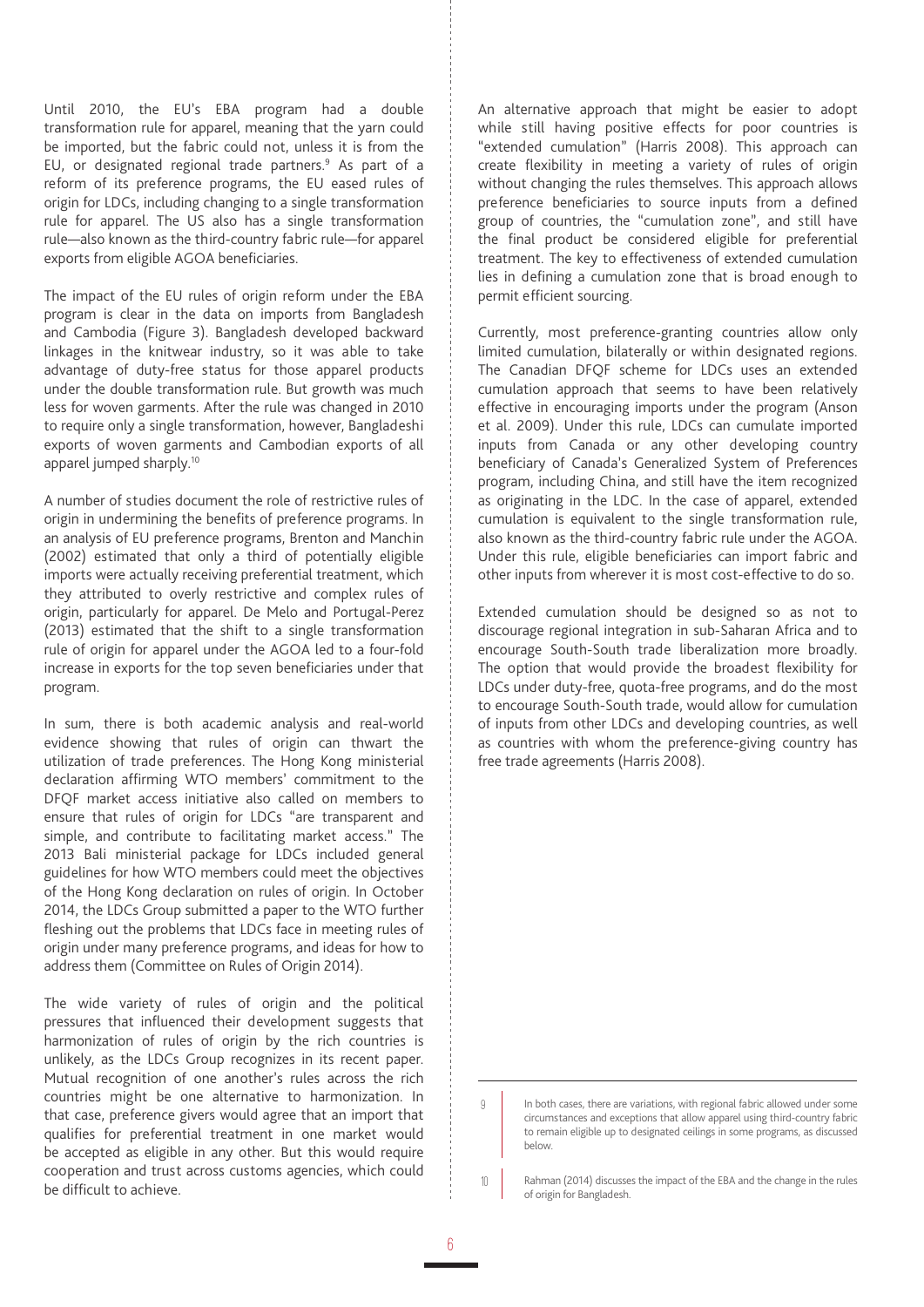Until 2010, the EU's EBA program had a double transformation rule for apparel, meaning that the yarn could be imported, but the fabric could not, unless it is from the EU, or designated regional trade partners.[9] As part of a reform of its preference programs, the EU eased rules of origin for LDCs, including changing to a single transformation rule for apparel. The US also has a single transformation rule—also known as the third-country fabric rule—for apparel exports from eligible AGOA beneficiaries.

The impact of the EU rules of origin reform under the EBA program is clear in the data on imports from Bangladesh and Cambodia (Figure 3). Bangladesh developed backward linkages in the knitwear industry, so it was able to take advantage of duty-free status for those apparel products under the double transformation rule. But growth was much less for woven garments. After the rule was changed in 2010 to require only a single transformation, however, Bangladeshi exports of woven garments and Cambodian exports of all apparel jumped sharply.[10]

A number of studies document the role of restrictive rules of origin in undermining the benefits of preference programs. In an analysis of EU preference programs, Brenton and Manchin (2002) estimated that only a third of potentially eligible imports were actually receiving preferential treatment, which they attributed to overly restrictive and complex rules of origin, particularly for apparel. De Melo and Portugal-Perez (2013) estimated that the shift to a single transformation rule of origin for apparel under the AGOA led to a four-fold increase in exports for the top seven beneficiaries under that program.

In sum, there is both academic analysis and real-world evidence showing that rules of origin can thwart the utilization of trade preferences. The Hong Kong ministerial declaration affirming WTO members' commitment to the DFQF market access initiative also called on members to ensure that rules of origin for LDCs "are transparent and simple, and contribute to facilitating market access." The 2013 Bali ministerial package for LDCs included general guidelines for how WTO members could meet the objectives of the Hong Kong declaration on rules of origin. In October 2014, the LDCs Group submitted a paper to the WTO further fleshing out the problems that LDCs face in meeting rules of origin under many preference programs, and ideas for how to address them (Committee on Rules of Origin 2014).

The wide variety of rules of origin and the political pressures that influenced their development suggests that harmonization of rules of origin by the rich countries is unlikely, as the LDCs Group recognizes in its recent paper. Mutual recognition of one another's rules across the rich countries might be one alternative to harmonization. In that case, preference givers would agree that an import that qualifies for preferential treatment in one market would be accepted as eligible in any other. But this would require cooperation and trust across customs agencies, which could be difficult to achieve.

An alternative approach that might be easier to adopt while still having positive effects for poor countries is "extended cumulation" (Harris 2008). This approach can create flexibility in meeting a variety of rules of origin without changing the rules themselves. This approach allows preference beneficiaries to source inputs from a defined group of countries, the "cumulation zone", and still have the final product be considered eligible for preferential treatment. The key to effectiveness of extended cumulation lies in defining a cumulation zone that is broad enough to permit efficient sourcing.

Currently, most preference-granting countries allow only limited cumulation, bilaterally or within designated regions. The Canadian DFQF scheme for LDCs uses an extended cumulation approach that seems to have been relatively effective in encouraging imports under the program (Anson et al. 2009). Under this rule, LDCs can cumulate imported inputs from Canada or any other developing country beneficiary of Canada's Generalized System of Preferences program, including China, and still have the item recognized as originating in the LDC. In the case of apparel, extended cumulation is equivalent to the single transformation rule, also known as the third-country fabric rule under the AGOA. Under this rule, eligible beneficiaries can import fabric and other inputs from wherever it is most cost-effective to do so.

Extended cumulation should be designed so as not to discourage regional integration in sub-Saharan Africa and to encourage South-South trade liberalization more broadly. The option that would provide the broadest flexibility for LDCs under duty-free, quota-free programs, and do the most to encourage South-South trade, would allow for cumulation of inputs from other LDCs and developing countries, as well as countries with whom the preference-giving country has free trade agreements (Harris 2008).

---

9 In both cases, there are variations, with regional fabric allowed under some circumstances and exceptions that allow apparel using third-country fabric to remain eligible up to designated ceilings in some programs, as discussed below.

10 Rahman (2014) discusses the impact of the EBA and the change in the rules of origin for Bangladesh.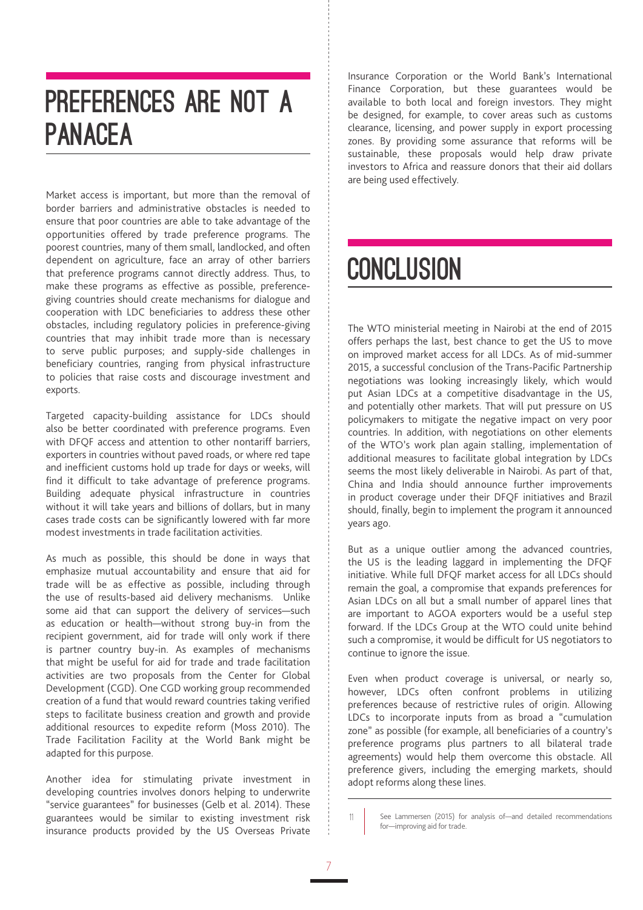## PREFERENCES ARE NOT A PANACEA

Market access is important, but more than the removal of border barriers and administrative obstacles is needed to ensure that poor countries are able to take advantage of the opportunities offered by trade preference programs. The poorest countries, many of them small, landlocked, and often dependent on agriculture, face an array of other barriers that preference programs cannot directly address. Thus, to make these programs as effective as possible, preference-giving countries should create mechanisms for dialogue and cooperation with LDC beneficiaries to address these other obstacles, including regulatory policies in preference-giving countries that may inhibit trade more than is necessary to serve public purposes; and supply-side challenges in beneficiary countries, ranging from physical infrastructure to policies that raise costs and discourage investment and exports.

Targeted capacity-building assistance for LDCs should also be better coordinated with preference programs. Even with DFQF access and attention to other nontariff barriers, exporters in countries without paved roads, or where red tape and inefficient customs hold up trade for days or weeks, will find it difficult to take advantage of preference programs. Building adequate physical infrastructure in countries without it will take years and billions of dollars, but in many cases trade costs can be significantly lowered with far more modest investments in trade facilitation activities.

As much as possible, this should be done in ways that emphasize mutual accountability and ensure that aid for trade will be as effective as possible, including through the use of results-based aid delivery mechanisms. Unlike some aid that can support the delivery of services—such as education or health—without strong buy-in from the recipient government, aid for trade will only work if there is partner country buy-in. As examples of mechanisms that might be useful for aid for trade and trade facilitation activities are two proposals from the Center for Global Development (CGD). One CGD working group recommended creation of a fund that would reward countries taking verified steps to facilitate business creation and growth and provide additional resources to expedite reform (Moss 2010). The Trade Facilitation Facility at the World Bank might be adapted for this purpose.

Another idea for stimulating private investment in developing countries involves donors helping to underwrite "service guarantees" for businesses (Gelb et al. 2014). These guarantees would be similar to existing investment risk insurance products provided by the US Overseas Private Insurance Corporation or the World Bank's International Finance Corporation, but these guarantees would be available to both local and foreign investors. They might be designed, for example, to cover areas such as customs clearance, licensing, and power supply in export processing zones. By providing some assurance that reforms will be sustainable, these proposals would help draw private investors to Africa and reassure donors that their aid dollars are being used effectively.

## CONCLUSION

The WTO ministerial meeting in Nairobi at the end of 2015 offers perhaps the last, best chance to get the US to move on improved market access for all LDCs. As of mid-summer 2015, a successful conclusion of the Trans-Pacific Partnership negotiations was looking increasingly likely, which would put Asian LDCs at a competitive disadvantage in the US, and potentially other markets. That will put pressure on US policymakers to mitigate the negative impact on very poor countries. In addition, with negotiations on other elements of the WTO's work plan again stalling, implementation of additional measures to facilitate global integration by LDCs seems the most likely deliverable in Nairobi. As part of that, China and India should announce further improvements in product coverage under their DFQF initiatives and Brazil should, finally, begin to implement the program it announced years ago.

But as a unique outlier among the advanced countries, the US is the leading laggard in implementing the DFQF initiative. While full DFQF market access for all LDCs should remain the goal, a compromise that expands preferences for Asian LDCs on all but a small number of apparel lines that are important to AGOA exporters would be a useful step forward. If the LDCs Group at the WTO could unite behind such a compromise, it would be difficult for US negotiators to continue to ignore the issue.

Even when product coverage is universal, or nearly so, however, LDCs often confront problems in utilizing preferences because of restrictive rules of origin. Allowing LDCs to incorporate inputs from as broad a "cumulation zone" as possible (for example, all beneficiaries of a country's preference programs plus partners to all bilateral trade agreements) would help them overcome this obstacle. All preference givers, including the emerging markets, should adopt reforms along these lines.

[11] See Lammersen (2015) for analysis of—and detailed recommendations for—improving aid for trade.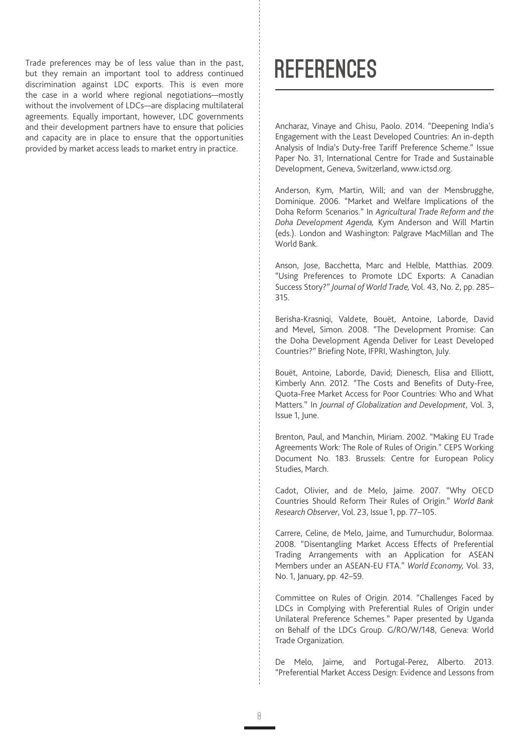Trade preferences may be of less value than in the past, but they remain an important tool to address continued discrimination against LDC exports. This is even more the case in a world where regional negotiations—mostly without the involvement of LDCs—are displacing multilateral agreements. Equally important, however, LDC governments and their development partners have to ensure that policies and capacity are in place to ensure that the opportunities provided by market access leads to market entry in practice.

# REFERENCES

Ancharaz, Vinaye and Ghisu, Paolo. 2014. "Deepening India's Engagement with the Least Developed Countries: An in-depth Analysis of India's Duty-free Tariff Preference Scheme." Issue Paper No. 31, International Centre for Trade and Sustainable Development, Geneva, Switzerland, www.ictsd.org.

Anderson, Kym, Martin, Will; and van der Mensbrugghe, Dominique. 2006. "Market and Welfare Implications of the Doha Reform Scenarios." In *Agricultural Trade Reform and the Doha Development Agenda,* Kym Anderson and Will Martin (eds.). London and Washington: Palgrave MacMillan and The World Bank.

Anson, Jose, Bacchetta, Marc and Helble, Matthias. 2009. "Using Preferences to Promote LDC Exports: A Canadian Success Story?" *Journal of World Trade,* Vol. 43, No. 2, pp. 285–315.

Berisha-Krasniqi, Valdete, Bouët, Antoine, Laborde, David and Mevel, Simon. 2008. "The Development Promise: Can the Doha Development Agenda Deliver for Least Developed Countries?" Briefing Note, IFPRI, Washington, July.

Bouët, Antoine, Laborde, David; Dienesch, Elisa and Elliott, Kimberly Ann. 2012. "The Costs and Benefits of Duty-Free, Quota-Free Market Access for Poor Countries: Who and What Matters." In *Journal of Globalization and Development*, Vol. 3, Issue 1, June.

Brenton, Paul, and Manchin, Miriam. 2002. "Making EU Trade Agreements Work: The Role of Rules of Origin." CEPS Working Document No. 183. Brussels: Centre for European Policy Studies, March.

Cadot, Olivier, and de Melo, Jaime. 2007. "Why OECD Countries Should Reform Their Rules of Origin." *World Bank Research Observer*, Vol. 23, Issue 1, pp. 77–105.

Carrere, Celine, de Melo, Jaime, and Tumurchudur, Bolormaa. 2008. "Disentangling Market Access Effects of Preferential Trading Arrangements with an Application for ASEAN Members under an ASEAN-EU FTA." *World Economy,* Vol. 33, No. 1, January, pp. 42–59.

Committee on Rules of Origin. 2014. "Challenges Faced by LDCs in Complying with Preferential Rules of Origin under Unilateral Preference Schemes." Paper presented by Uganda on Behalf of the LDCs Group. G/RO/W/148, Geneva: World Trade Organization.

De Melo, Jaime, and Portugal-Perez, Alberto. 2013. "Preferential Market Access Design: Evidence and Lessons from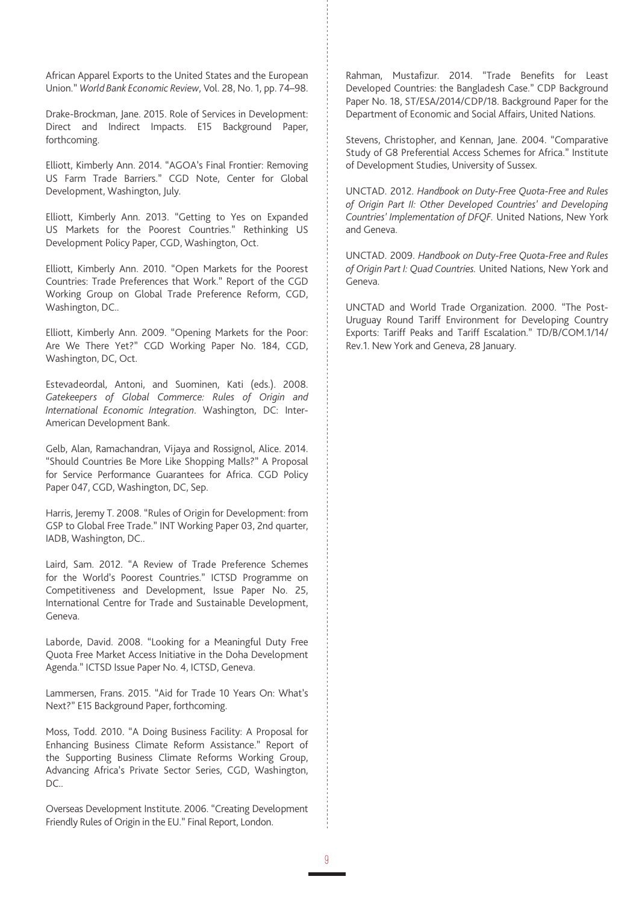African Apparel Exports to the United States and the European Union." *World Bank Economic Review*, Vol. 28, No. 1, pp. 74–98.

Drake-Brockman, Jane. 2015. Role of Services in Development: Direct and Indirect Impacts. E15 Background Paper, forthcoming.

Elliott, Kimberly Ann. 2014. "AGOA's Final Frontier: Removing US Farm Trade Barriers." CGD Note, Center for Global Development, Washington, July.

Elliott, Kimberly Ann. 2013. "Getting to Yes on Expanded US Markets for the Poorest Countries." Rethinking US Development Policy Paper, CGD, Washington, Oct.

Elliott, Kimberly Ann. 2010. "Open Markets for the Poorest Countries: Trade Preferences that Work." Report of the CGD Working Group on Global Trade Preference Reform, CGD, Washington, DC..

Elliott, Kimberly Ann. 2009. "Opening Markets for the Poor: Are We There Yet?" CGD Working Paper No. 184, CGD, Washington, DC, Oct.

Estevadeordal, Antoni, and Suominen, Kati (eds.). 2008. *Gatekeepers of Global Commerce: Rules of Origin and International Economic Integration*. Washington, DC: Inter-American Development Bank.

Gelb, Alan, Ramachandran, Vijaya and Rossignol, Alice. 2014. "Should Countries Be More Like Shopping Malls?" A Proposal for Service Performance Guarantees for Africa. CGD Policy Paper 047, CGD, Washington, DC, Sep.

Harris, Jeremy T. 2008. "Rules of Origin for Development: from GSP to Global Free Trade." INT Working Paper 03, 2nd quarter, IADB, Washington, DC..

Laird, Sam. 2012. "A Review of Trade Preference Schemes for the World's Poorest Countries." ICTSD Programme on Competitiveness and Development, Issue Paper No. 25, International Centre for Trade and Sustainable Development, Geneva.

Laborde, David. 2008. "Looking for a Meaningful Duty Free Quota Free Market Access Initiative in the Doha Development Agenda." ICTSD Issue Paper No. 4, ICTSD, Geneva.

Lammersen, Frans. 2015. "Aid for Trade 10 Years On: What's Next?" E15 Background Paper, forthcoming.

Moss, Todd. 2010. "A Doing Business Facility: A Proposal for Enhancing Business Climate Reform Assistance." Report of the Supporting Business Climate Reforms Working Group, Advancing Africa's Private Sector Series, CGD, Washington, DC..

Overseas Development Institute. 2006. "Creating Development Friendly Rules of Origin in the EU." Final Report, London.

Rahman, Mustafizur. 2014. "Trade Benefits for Least Developed Countries: the Bangladesh Case." CDP Background Paper No. 18, ST/ESA/2014/CDP/18. Background Paper for the Department of Economic and Social Affairs, United Nations.

Stevens, Christopher, and Kennan, Jane. 2004. "Comparative Study of G8 Preferential Access Schemes for Africa." Institute of Development Studies, University of Sussex.

UNCTAD. 2012. *Handbook on Duty-Free Quota-Free and Rules of Origin Part II: Other Developed Countries' and Developing Countries' Implementation of DFQF*. United Nations, New York and Geneva.

UNCTAD. 2009. *Handbook on Duty-Free Quota-Free and Rules of Origin Part I: Quad Countries*. United Nations, New York and Geneva.

UNCTAD and World Trade Organization. 2000. "The Post-Uruguay Round Tariff Environment for Developing Country Exports: Tariff Peaks and Tariff Escalation." TD/B/COM.1/14/Rev.1. New York and Geneva, 28 January.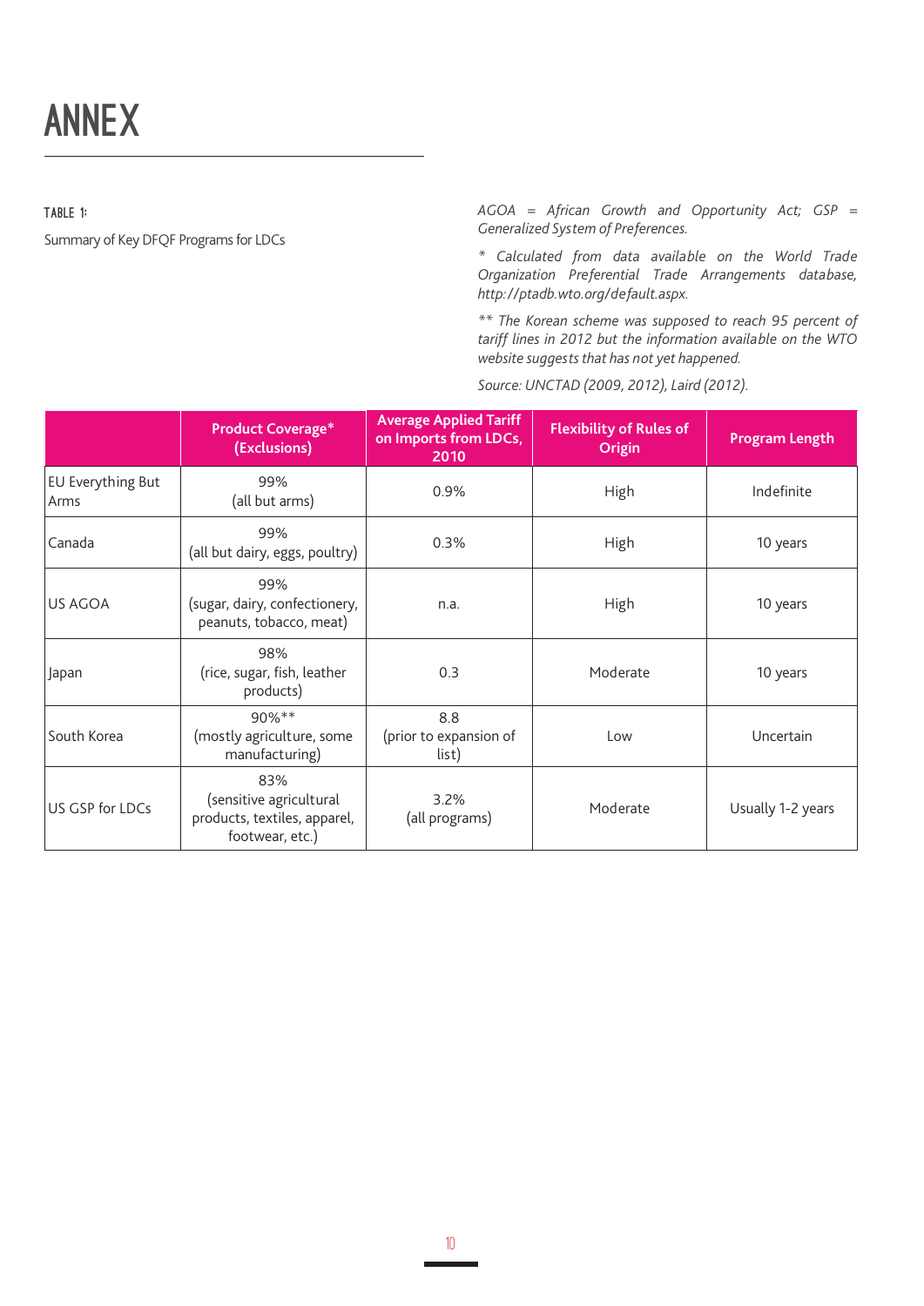# ANNEX

**TABLE 1:**

Summary of Key DFQF Programs for LDCs

*AGOA = African Growth and Opportunity Act; GSP = Generalized System of Preferences.*

*\* Calculated from data available on the World Trade Organization Preferential Trade Arrangements database, http://ptadb.wto.org/default.aspx.*

*\*\* The Korean scheme was supposed to reach 95 percent of tariff lines in 2012 but the information available on the WTO website suggests that has not yet happened.*

*Source: UNCTAD (2009, 2012), Laird (2012).*

| | Product Coverage* (Exclusions) | Average Applied Tariff on Imports from LDCs, 2010 | Flexibility of Rules of Origin | Program Length |
|---|---|---|---|---|
| EU Everything But Arms | 99% (all but arms) | 0.9% | High | Indefinite |
| Canada | 99% (all but dairy, eggs, poultry) | 0.3% | High | 10 years |
| US AGOA | 99% (sugar, dairy, confectionery, peanuts, tobacco, meat) | n.a. | High | 10 years |
| Japan | 98% (rice, sugar, fish, leather products) | 0.3 | Moderate | 10 years |
| South Korea | 90%** (mostly agriculture, some manufacturing) | 8.8 (prior to expansion of list) | Low | Uncertain |
| US GSP for LDCs | 83% (sensitive agricultural products, textiles, apparel, footwear, etc.) | 3.2% (all programs) | Moderate | Usually 1-2 years |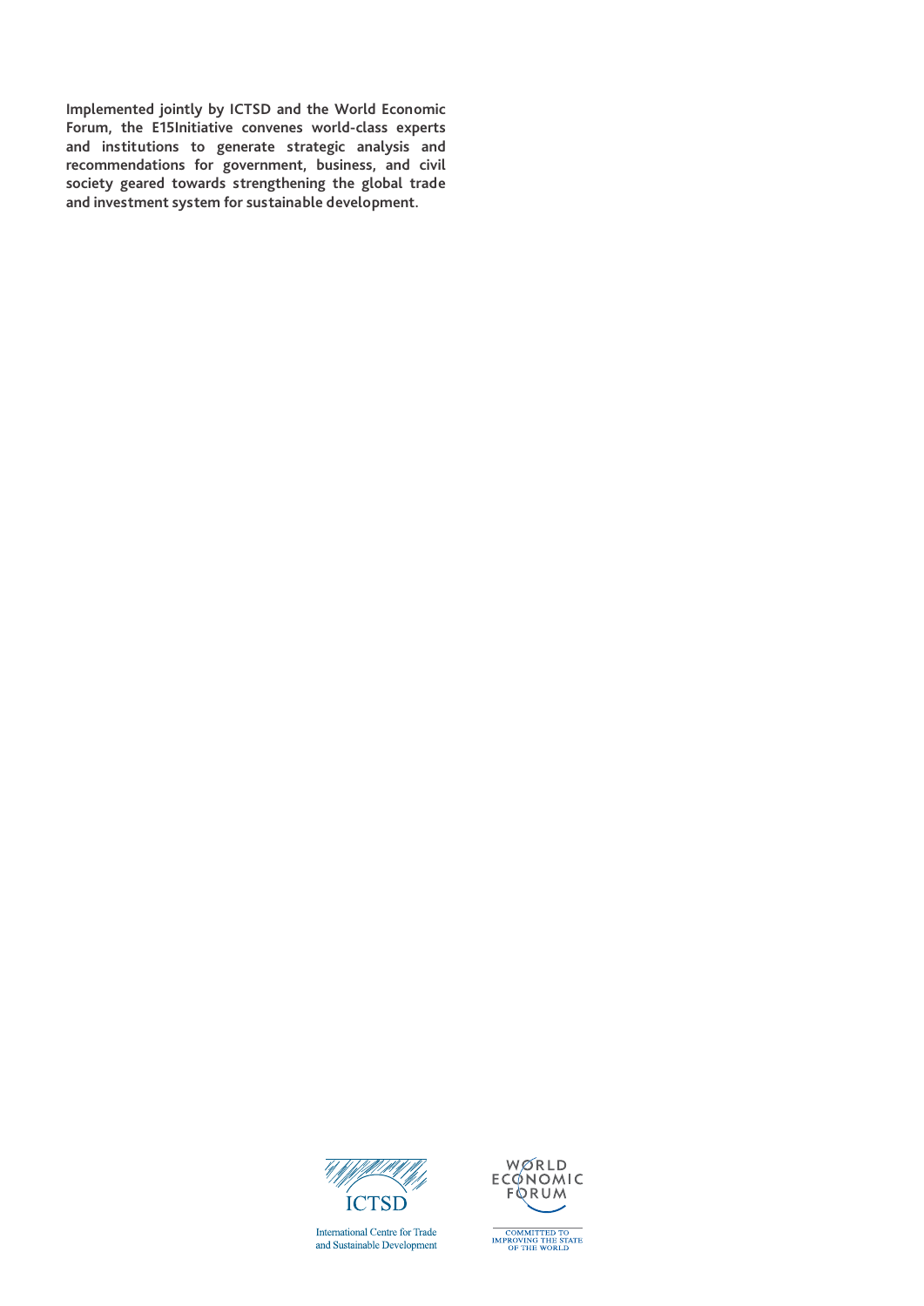**Implemented jointly by ICTSD and the World Economic Forum, the E15Initiative convenes world-class experts and institutions to generate strategic analysis and recommendations for government, business, and civil society geared towards strengthening the global trade and investment system for sustainable development.**

ICTSD

International Centre for Trade and Sustainable Development

WORLD ECONOMIC FORUM

COMMITTED TO IMPROVING THE STATE OF THE WORLD